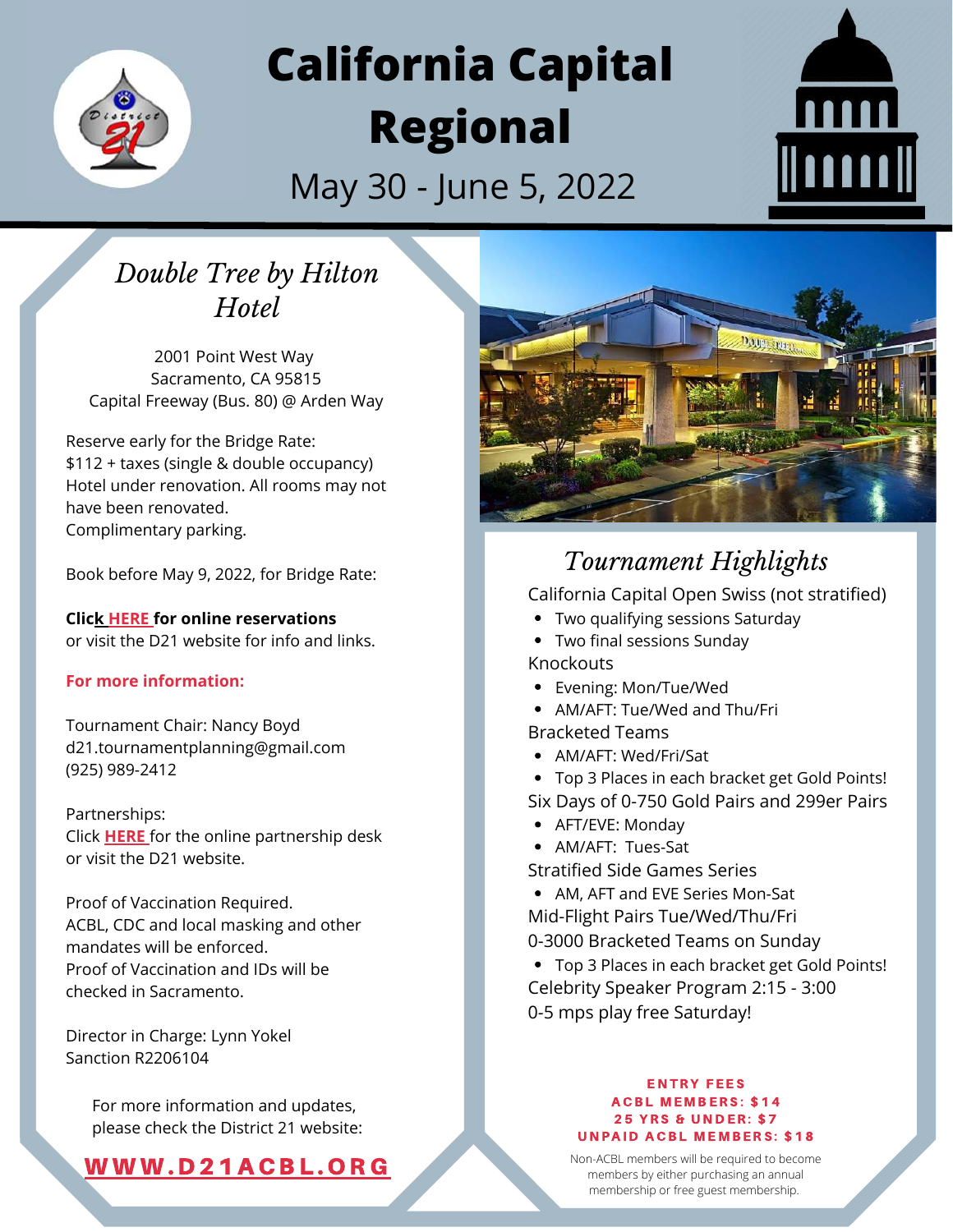# California Capital Regional

May 30 - June 5, 2022

## *Double Tree by Hilton Hotel*

2001 Point West Way
Sacramento, CA 95815
Capital Freeway (Bus. 80) @ Arden Way

Reserve early for the Bridge Rate:
$112 + taxes (single & double occupancy)
Hotel under renovation. All rooms may not have been renovated.
Complimentary parking.

Book before May 9, 2022, for Bridge Rate:

**Click HERE for online reservations**
or visit the D21 website for info and links.

**For more information:**

Tournament Chair: Nancy Boyd
d21.tournamentplanning@gmail.com
(925) 989-2412

Partnerships:
Click **HERE** for the online partnership desk or visit the D21 website.

Proof of Vaccination Required.
ACBL, CDC and local masking and other mandates will be enforced.
Proof of Vaccination and IDs will be checked in Sacramento.

Director in Charge: Lynn Yokel
Sanction R2206104

For more information and updates, please check the District 21 website:

**WWW.D21ACBL.ORG**

## *Tournament Highlights*

California Capital Open Swiss (not stratified)
- Two qualifying sessions Saturday
- Two final sessions Sunday

Knockouts
- Evening: Mon/Tue/Wed
- AM/AFT: Tue/Wed and Thu/Fri

Bracketed Teams
- AM/AFT: Wed/Fri/Sat
- Top 3 Places in each bracket get Gold Points!

Six Days of 0-750 Gold Pairs and 299er Pairs
- AFT/EVE: Monday
- AM/AFT: Tues-Sat

Stratified Side Games Series
- AM, AFT and EVE Series Mon-Sat

Mid-Flight Pairs Tue/Wed/Thu/Fri

0-3000 Bracketed Teams on Sunday
- Top 3 Places in each bracket get Gold Points!

Celebrity Speaker Program 2:15 - 3:00

0-5 mps play free Saturday!

**ENTRY FEES**
**ACBL MEMBERS: $14**
**25 YRS & UNDER: $7**
**UNPAID ACBL MEMBERS: $18**

Non-ACBL members will be required to become members by either purchasing an annual membership or free guest membership.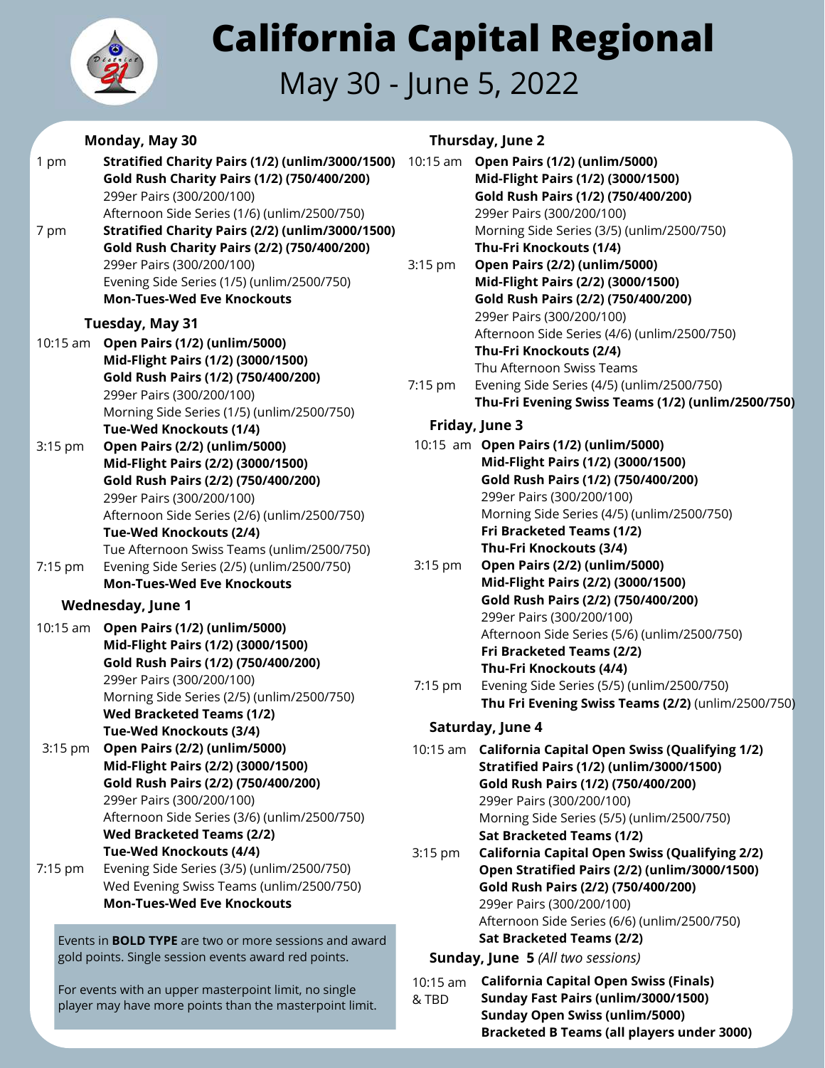# California Capital Regional

## May 30 - June 5, 2022

### Monday, May 30

1 pm
**Stratified Charity Pairs (1/2) (unlim/3000/1500)**
**Gold Rush Charity Pairs (1/2) (750/400/200)**
299er Pairs (300/200/100)
Afternoon Side Series (1/6) (unlim/2500/750)

7 pm
**Stratified Charity Pairs (2/2) (unlim/3000/1500)**
**Gold Rush Charity Pairs (2/2) (750/400/200)**
299er Pairs (300/200/100)
Evening Side Series (1/5) (unlim/2500/750)
**Mon-Tues-Wed Eve Knockouts**

### Tuesday, May 31

10:15 am
**Open Pairs (1/2) (unlim/5000)**
**Mid-Flight Pairs (1/2) (3000/1500)**
**Gold Rush Pairs (1/2) (750/400/200)**
299er Pairs (300/200/100)
Morning Side Series (1/5) (unlim/2500/750)
**Tue-Wed Knockouts (1/4)**

3:15 pm
**Open Pairs (2/2) (unlim/5000)**
**Mid-Flight Pairs (2/2) (3000/1500)**
**Gold Rush Pairs (2/2) (750/400/200)**
299er Pairs (300/200/100)
Afternoon Side Series (2/6) (unlim/2500/750)
**Tue-Wed Knockouts (2/4)**
Tue Afternoon Swiss Teams (unlim/2500/750)

7:15 pm
Evening Side Series (2/5) (unlim/2500/750)
**Mon-Tues-Wed Eve Knockouts**

### Wednesday, June 1

10:15 am
**Open Pairs (1/2) (unlim/5000)**
**Mid-Flight Pairs (1/2) (3000/1500)**
**Gold Rush Pairs (1/2) (750/400/200)**
299er Pairs (300/200/100)
Morning Side Series (2/5) (unlim/2500/750)
**Wed Bracketed Teams (1/2)**
**Tue-Wed Knockouts (3/4)**

3:15 pm
**Open Pairs (2/2) (unlim/5000)**
**Mid-Flight Pairs (2/2) (3000/1500)**
**Gold Rush Pairs (2/2) (750/400/200)**
299er Pairs (300/200/100)
Afternoon Side Series (3/6) (unlim/2500/750)
**Wed Bracketed Teams (2/2)**
**Tue-Wed Knockouts (4/4)**

7:15 pm
Evening Side Series (3/5) (unlim/2500/750)
Wed Evening Swiss Teams (unlim/2500/750)
**Mon-Tues-Wed Eve Knockouts**

Events in **BOLD TYPE** are two or more sessions and award gold points. Single session events award red points.

For events with an upper masterpoint limit, no single player may have more points than the masterpoint limit.

### Thursday, June 2

10:15 am
**Open Pairs (1/2) (unlim/5000)**
**Mid-Flight Pairs (1/2) (3000/1500)**
**Gold Rush Pairs (1/2) (750/400/200)**
299er Pairs (300/200/100)
Morning Side Series (3/5) (unlim/2500/750)
**Thu-Fri Knockouts (1/4)**

3:15 pm
**Open Pairs (2/2) (unlim/5000)**
**Mid-Flight Pairs (2/2) (3000/1500)**
**Gold Rush Pairs (2/2) (750/400/200)**
299er Pairs (300/200/100)
Afternoon Side Series (4/6) (unlim/2500/750)
**Thu-Fri Knockouts (2/4)**
Thu Afternoon Swiss Teams

7:15 pm
Evening Side Series (4/5) (unlim/2500/750)
**Thu-Fri Evening Swiss Teams (1/2) (unlim/2500/750)**

### Friday, June 3

10:15 am
**Open Pairs (1/2) (unlim/5000)**
**Mid-Flight Pairs (1/2) (3000/1500)**
**Gold Rush Pairs (1/2) (750/400/200)**
299er Pairs (300/200/100)
Morning Side Series (4/5) (unlim/2500/750)
**Fri Bracketed Teams (1/2)**
**Thu-Fri Knockouts (3/4)**

3:15 pm
**Open Pairs (2/2) (unlim/5000)**
**Mid-Flight Pairs (2/2) (3000/1500)**
**Gold Rush Pairs (2/2) (750/400/200)**
299er Pairs (300/200/100)
Afternoon Side Series (5/6) (unlim/2500/750)
**Fri Bracketed Teams (2/2)**
**Thu-Fri Knockouts (4/4)**

7:15 pm
Evening Side Series (5/5) (unlim/2500/750)
**Thu Fri Evening Swiss Teams (2/2)** (unlim/2500/750)

### Saturday, June 4

10:15 am
**California Capital Open Swiss (Qualifying 1/2)**
**Stratified Pairs (1/2) (unlim/3000/1500)**
**Gold Rush Pairs (1/2) (750/400/200)**
299er Pairs (300/200/100)
Morning Side Series (5/5) (unlim/2500/750)
**Sat Bracketed Teams (1/2)**

3:15 pm
**California Capital Open Swiss (Qualifying 2/2)**
**Open Stratified Pairs (2/2) (unlim/3000/1500)**
**Gold Rush Pairs (2/2) (750/400/200)**
299er Pairs (300/200/100)
Afternoon Side Series (6/6) (unlim/2500/750)
**Sat Bracketed Teams (2/2)**

### Sunday, June 5 *(All two sessions)*

10:15 am & TBD
**California Capital Open Swiss (Finals)**
**Sunday Fast Pairs (unlim/3000/1500)**
**Sunday Open Swiss (unlim/5000)**
**Bracketed B Teams (all players under 3000)**